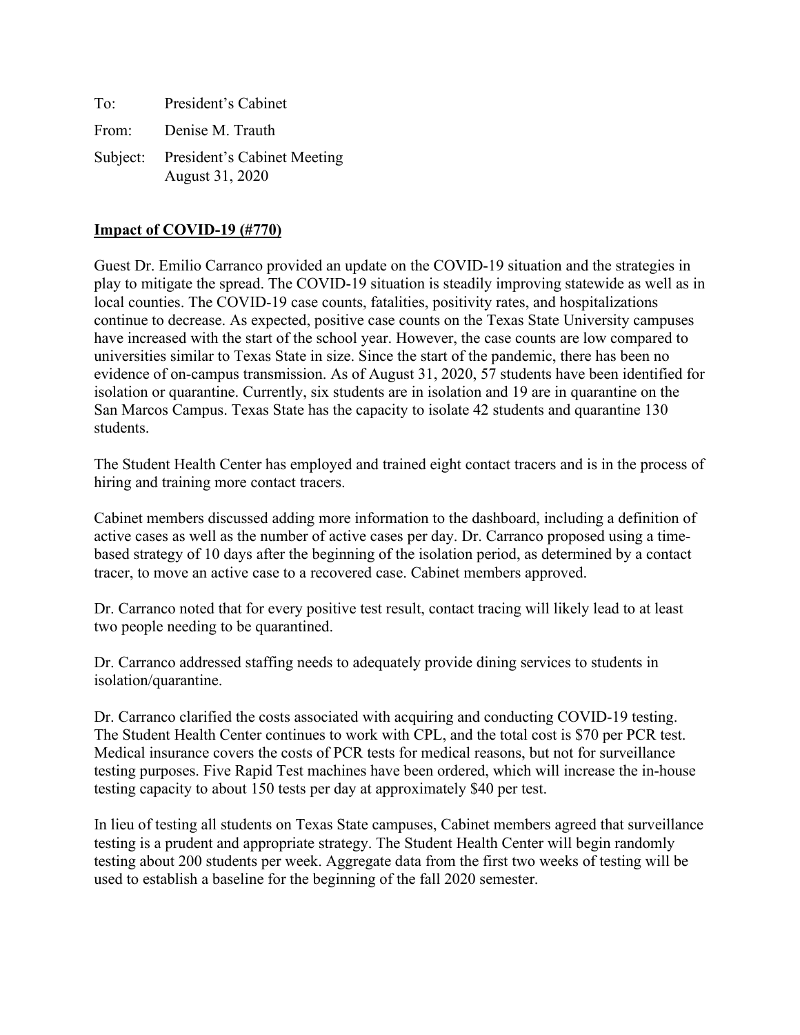To: President's Cabinet

From: Denise M. Trauth

Subject: President's Cabinet Meeting
August 31, 2020

**Impact of COVID-19 (#770)**

Guest Dr. Emilio Carranco provided an update on the COVID-19 situation and the strategies in play to mitigate the spread. The COVID-19 situation is steadily improving statewide as well as in local counties. The COVID-19 case counts, fatalities, positivity rates, and hospitalizations continue to decrease. As expected, positive case counts on the Texas State University campuses have increased with the start of the school year. However, the case counts are low compared to universities similar to Texas State in size. Since the start of the pandemic, there has been no evidence of on-campus transmission. As of August 31, 2020, 57 students have been identified for isolation or quarantine. Currently, six students are in isolation and 19 are in quarantine on the San Marcos Campus. Texas State has the capacity to isolate 42 students and quarantine 130 students.

The Student Health Center has employed and trained eight contact tracers and is in the process of hiring and training more contact tracers.

Cabinet members discussed adding more information to the dashboard, including a definition of active cases as well as the number of active cases per day. Dr. Carranco proposed using a time-based strategy of 10 days after the beginning of the isolation period, as determined by a contact tracer, to move an active case to a recovered case. Cabinet members approved.

Dr. Carranco noted that for every positive test result, contact tracing will likely lead to at least two people needing to be quarantined.

Dr. Carranco addressed staffing needs to adequately provide dining services to students in isolation/quarantine.

Dr. Carranco clarified the costs associated with acquiring and conducting COVID-19 testing. The Student Health Center continues to work with CPL, and the total cost is $70 per PCR test. Medical insurance covers the costs of PCR tests for medical reasons, but not for surveillance testing purposes. Five Rapid Test machines have been ordered, which will increase the in-house testing capacity to about 150 tests per day at approximately $40 per test.

In lieu of testing all students on Texas State campuses, Cabinet members agreed that surveillance testing is a prudent and appropriate strategy. The Student Health Center will begin randomly testing about 200 students per week. Aggregate data from the first two weeks of testing will be used to establish a baseline for the beginning of the fall 2020 semester.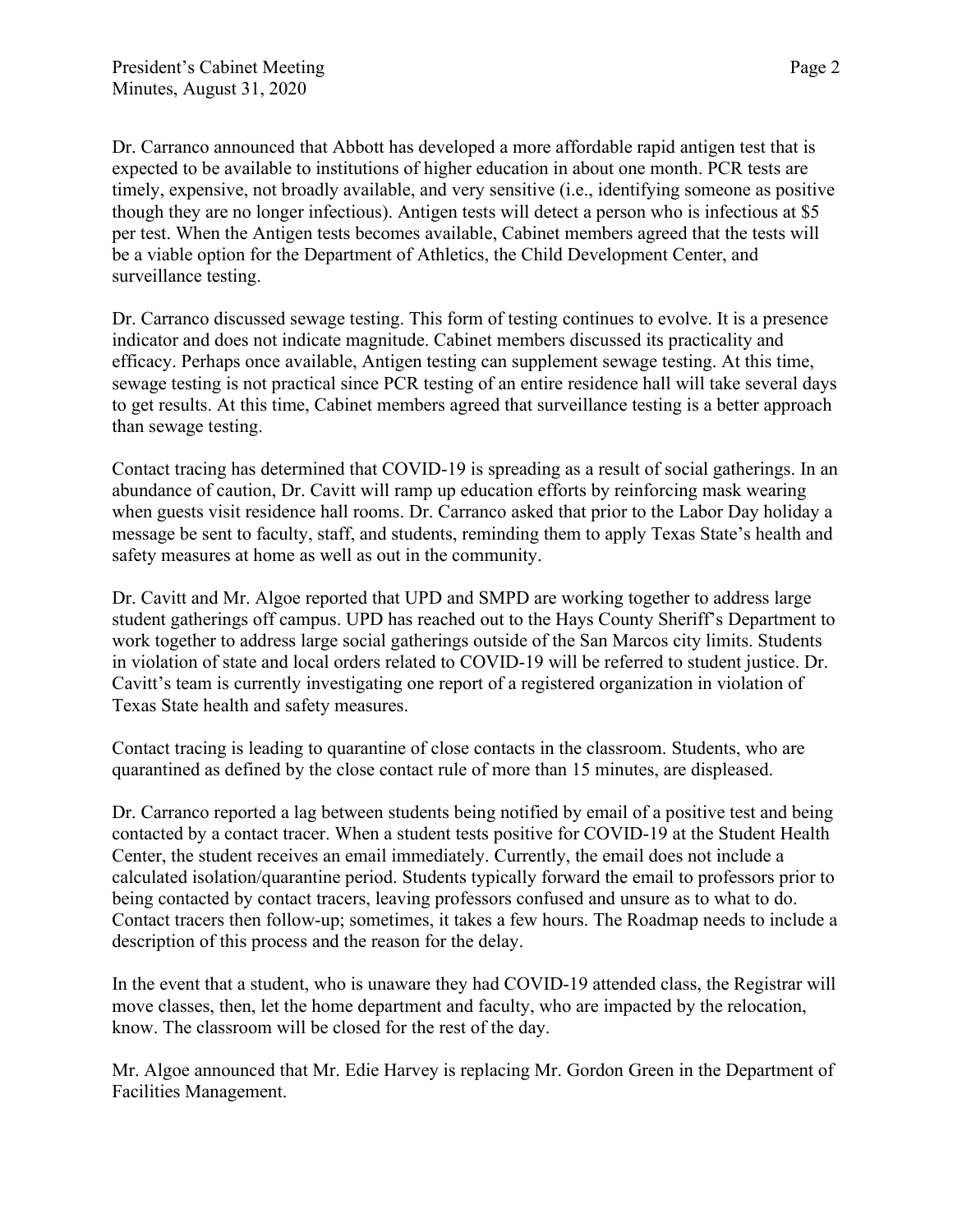Dr. Carranco announced that Abbott has developed a more affordable rapid antigen test that is expected to be available to institutions of higher education in about one month. PCR tests are timely, expensive, not broadly available, and very sensitive (i.e., identifying someone as positive though they are no longer infectious). Antigen tests will detect a person who is infectious at $5 per test. When the Antigen tests becomes available, Cabinet members agreed that the tests will be a viable option for the Department of Athletics, the Child Development Center, and surveillance testing.

Dr. Carranco discussed sewage testing. This form of testing continues to evolve. It is a presence indicator and does not indicate magnitude. Cabinet members discussed its practicality and efficacy. Perhaps once available, Antigen testing can supplement sewage testing. At this time, sewage testing is not practical since PCR testing of an entire residence hall will take several days to get results. At this time, Cabinet members agreed that surveillance testing is a better approach than sewage testing.

Contact tracing has determined that COVID-19 is spreading as a result of social gatherings. In an abundance of caution, Dr. Cavitt will ramp up education efforts by reinforcing mask wearing when guests visit residence hall rooms. Dr. Carranco asked that prior to the Labor Day holiday a message be sent to faculty, staff, and students, reminding them to apply Texas State's health and safety measures at home as well as out in the community.

Dr. Cavitt and Mr. Algoe reported that UPD and SMPD are working together to address large student gatherings off campus. UPD has reached out to the Hays County Sheriff's Department to work together to address large social gatherings outside of the San Marcos city limits. Students in violation of state and local orders related to COVID-19 will be referred to student justice. Dr. Cavitt's team is currently investigating one report of a registered organization in violation of Texas State health and safety measures.

Contact tracing is leading to quarantine of close contacts in the classroom. Students, who are quarantined as defined by the close contact rule of more than 15 minutes, are displeased.

Dr. Carranco reported a lag between students being notified by email of a positive test and being contacted by a contact tracer. When a student tests positive for COVID-19 at the Student Health Center, the student receives an email immediately. Currently, the email does not include a calculated isolation/quarantine period. Students typically forward the email to professors prior to being contacted by contact tracers, leaving professors confused and unsure as to what to do. Contact tracers then follow-up; sometimes, it takes a few hours. The Roadmap needs to include a description of this process and the reason for the delay.

In the event that a student, who is unaware they had COVID-19 attended class, the Registrar will move classes, then, let the home department and faculty, who are impacted by the relocation, know. The classroom will be closed for the rest of the day.

Mr. Algoe announced that Mr. Edie Harvey is replacing Mr. Gordon Green in the Department of Facilities Management.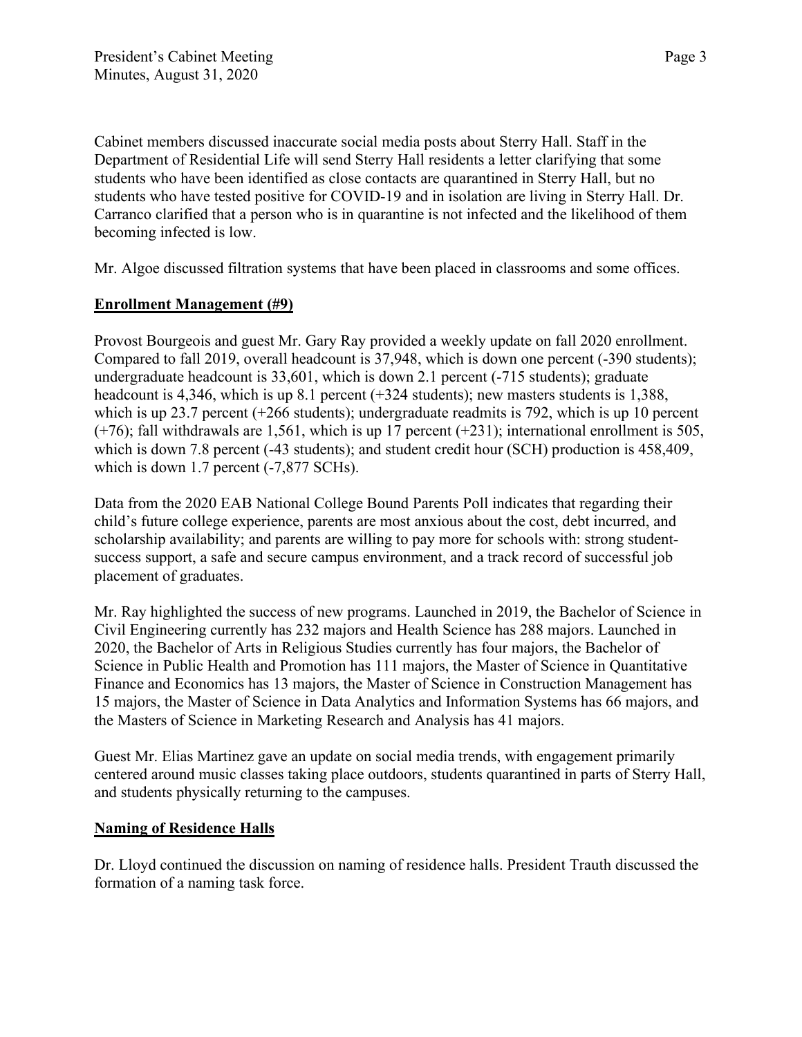Cabinet members discussed inaccurate social media posts about Sterry Hall. Staff in the Department of Residential Life will send Sterry Hall residents a letter clarifying that some students who have been identified as close contacts are quarantined in Sterry Hall, but no students who have tested positive for COVID-19 and in isolation are living in Sterry Hall. Dr. Carranco clarified that a person who is in quarantine is not infected and the likelihood of them becoming infected is low.

Mr. Algoe discussed filtration systems that have been placed in classrooms and some offices.

**Enrollment Management (#9)**

Provost Bourgeois and guest Mr. Gary Ray provided a weekly update on fall 2020 enrollment. Compared to fall 2019, overall headcount is 37,948, which is down one percent (-390 students); undergraduate headcount is 33,601, which is down 2.1 percent (-715 students); graduate headcount is 4,346, which is up 8.1 percent (+324 students); new masters students is 1,388, which is up 23.7 percent (+266 students); undergraduate readmits is 792, which is up 10 percent (+76); fall withdrawals are 1,561, which is up 17 percent (+231); international enrollment is 505, which is down 7.8 percent (-43 students); and student credit hour (SCH) production is 458,409, which is down 1.7 percent (-7,877 SCHs).

Data from the 2020 EAB National College Bound Parents Poll indicates that regarding their child's future college experience, parents are most anxious about the cost, debt incurred, and scholarship availability; and parents are willing to pay more for schools with: strong student-success support, a safe and secure campus environment, and a track record of successful job placement of graduates.

Mr. Ray highlighted the success of new programs. Launched in 2019, the Bachelor of Science in Civil Engineering currently has 232 majors and Health Science has 288 majors. Launched in 2020, the Bachelor of Arts in Religious Studies currently has four majors, the Bachelor of Science in Public Health and Promotion has 111 majors, the Master of Science in Quantitative Finance and Economics has 13 majors, the Master of Science in Construction Management has 15 majors, the Master of Science in Data Analytics and Information Systems has 66 majors, and the Masters of Science in Marketing Research and Analysis has 41 majors.

Guest Mr. Elias Martinez gave an update on social media trends, with engagement primarily centered around music classes taking place outdoors, students quarantined in parts of Sterry Hall, and students physically returning to the campuses.

**Naming of Residence Halls**

Dr. Lloyd continued the discussion on naming of residence halls. President Trauth discussed the formation of a naming task force.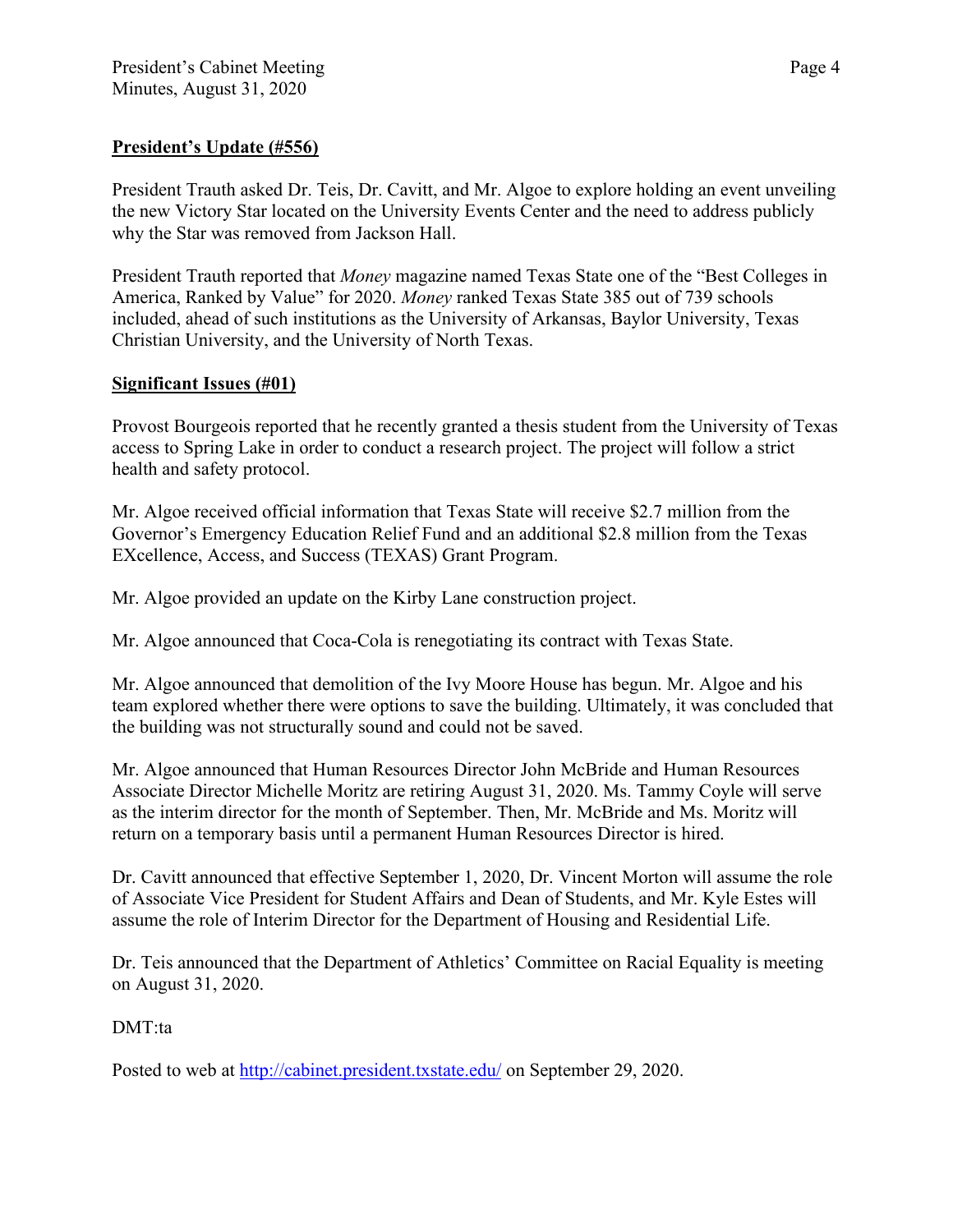**President's Update (#556)**

President Trauth asked Dr. Teis, Dr. Cavitt, and Mr. Algoe to explore holding an event unveiling the new Victory Star located on the University Events Center and the need to address publicly why the Star was removed from Jackson Hall.

President Trauth reported that *Money* magazine named Texas State one of the "Best Colleges in America, Ranked by Value" for 2020. *Money* ranked Texas State 385 out of 739 schools included, ahead of such institutions as the University of Arkansas, Baylor University, Texas Christian University, and the University of North Texas.

**Significant Issues (#01)**

Provost Bourgeois reported that he recently granted a thesis student from the University of Texas access to Spring Lake in order to conduct a research project. The project will follow a strict health and safety protocol.

Mr. Algoe received official information that Texas State will receive $2.7 million from the Governor's Emergency Education Relief Fund and an additional $2.8 million from the Texas EXcellence, Access, and Success (TEXAS) Grant Program.

Mr. Algoe provided an update on the Kirby Lane construction project.

Mr. Algoe announced that Coca-Cola is renegotiating its contract with Texas State.

Mr. Algoe announced that demolition of the Ivy Moore House has begun. Mr. Algoe and his team explored whether there were options to save the building. Ultimately, it was concluded that the building was not structurally sound and could not be saved.

Mr. Algoe announced that Human Resources Director John McBride and Human Resources Associate Director Michelle Moritz are retiring August 31, 2020. Ms. Tammy Coyle will serve as the interim director for the month of September. Then, Mr. McBride and Ms. Moritz will return on a temporary basis until a permanent Human Resources Director is hired.

Dr. Cavitt announced that effective September 1, 2020, Dr. Vincent Morton will assume the role of Associate Vice President for Student Affairs and Dean of Students, and Mr. Kyle Estes will assume the role of Interim Director for the Department of Housing and Residential Life.

Dr. Teis announced that the Department of Athletics' Committee on Racial Equality is meeting on August 31, 2020.

DMT:ta

Posted to web at http://cabinet.president.txstate.edu/ on September 29, 2020.